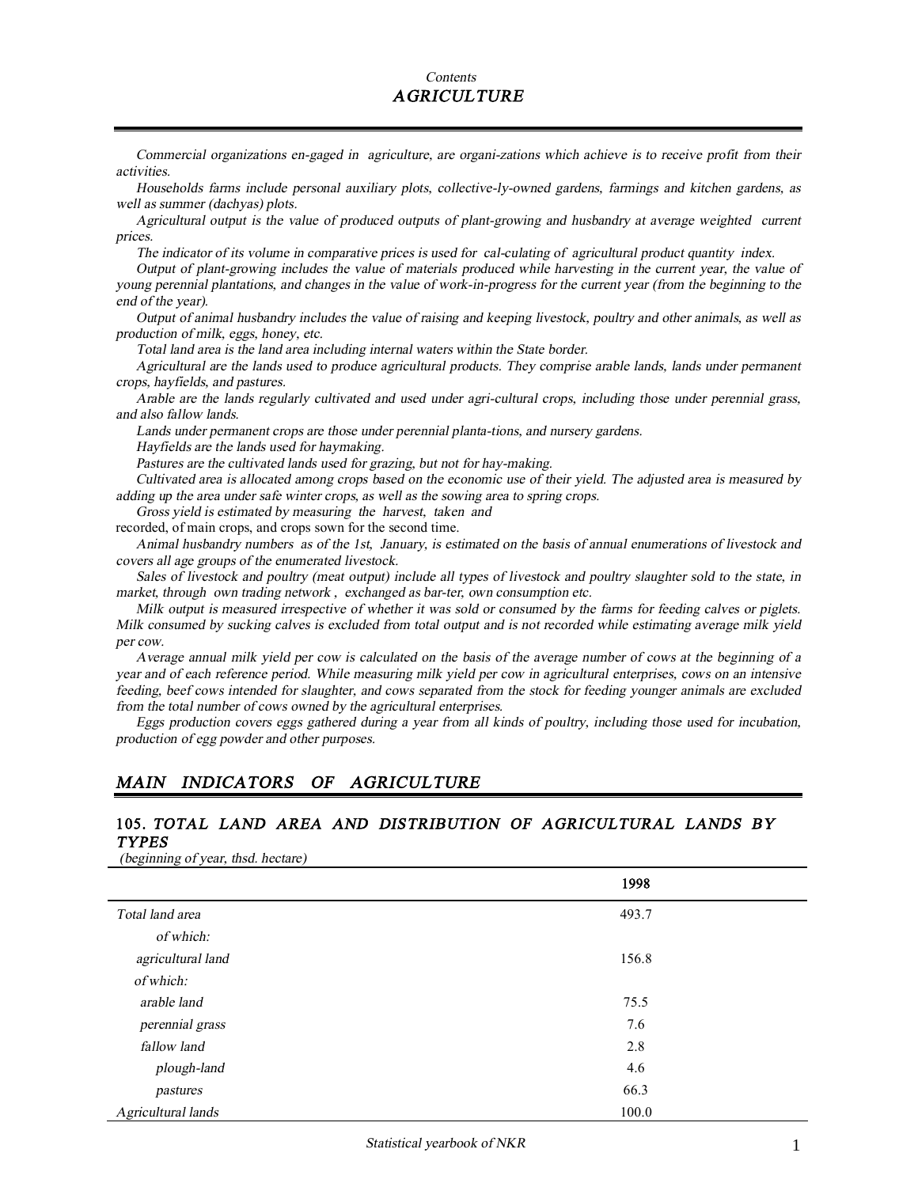*Contents*

## *AGRICULTURE*

*Commercial organizations en-gaged in agriculture, are organi-zations which achieve is to receive profit from their activities.*

*Households farms include personal auxiliary plots, collective-ly-owned gardens, farmings and kitchen gardens, as well as summer (dachyas) plots.*

*Agricultural output is the value of produced outputs of plant-growing and husbandry at average weighted current prices.*

*The indicator of its volume in comparative prices is used for cal-culating of agricultural product quantity index.*

*Output of plant-growing includes the value of materials produced while harvesting in the current year, the value of young perennial plantations, and changes in the value of work-in-progress for the current year (from the beginning to the end of the year).*

*Output of animal husbandry includes the value of raising and keeping livestock, poultry and other animals, as well as production of milk, eggs, honey, etc.*

*Total land area is the land area including internal waters within the State border.*

*Agricultural are the lands used to produce agricultural products. They comprise arable lands, lands under permanent crops, hayfields, and pastures.*

*Arable are the lands regularly cultivated and used under agri-cultural crops, including those under perennial grass, and also fallow lands.*

*Lands under permanent crops are those under perennial planta-tions, and nursery gardens.*

*Hayfields are the lands used for haymaking.*

*Pastures are the cultivated lands used for grazing, but not for hay-making.*

*Cultivated area is allocated among crops based on the economic use of their yield. The adjusted area is measured by adding up the area under safe winter crops, as well as the sowing area to spring crops.*

*Gross yield is estimated by measuring the harvest, taken and* recorded, of main crops, and crops sown for the second time.

*Animal husbandry numbers as of the 1st, January, is estimated on the basis of annual enumerations of livestock and covers all age groups of the enumerated livestock.*

*Sales of livestock and poultry (meat output) include all types of livestock and poultry slaughter sold to the state, in market, through own trading network , exchanged as bar-ter, own consumption etc.*

*Milk output is measured irrespective of whether it was sold or consumed by the farms for feeding calves or piglets. Milk consumed by sucking calves is excluded from total output and is not recorded while estimating average milk yield per cow.*

*Average annual milk yield per cow is calculated on the basis of the average number of cows at the beginning of a year and of each reference period. While measuring milk yield per cow in agricultural enterprises, cows on an intensive feeding, beef cows intended for slaughter, and cows separated from the stock for feeding younger animals are excluded from the total number of cows owned by the agricultural enterprises.*

*Eggs production covers eggs gathered during a year from all kinds of poultry, including those used for incubation, production of egg powder and other purposes.*

## *MAIN INDICATORS OF AGRICULTURE*

### 105. *TOTAL LAND AREA AND DISTRIBUTION OF AGRICULTURAL LANDS BY TYPES*

*(beginning of year, thsd. hectare)*

| | 1998 |
|---|---|
| *Total land area* | 493.7 |
| *of which:* | |
| *agricultural land* | 156.8 |
| *of which:* | |
| *arable land* | 75.5 |
| *perennial grass* | 7.6 |
| *fallow land* | 2.8 |
| *plough-land* | 4.6 |
| *pastures* | 66.3 |
| *Agricultural lands* | 100.0 |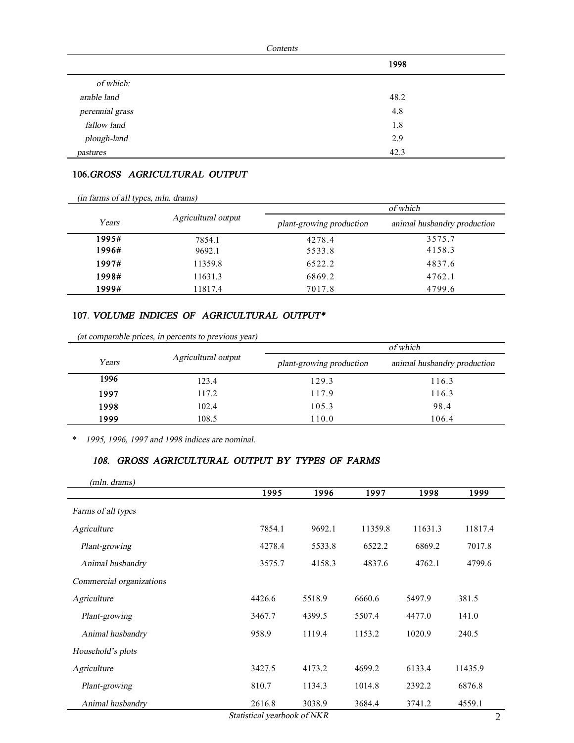| | 1998 |
|---|---|
| *of which:* | |
| *arable land* | 48.2 |
| *perennial grass* | 4.8 |
| *fallow land* | 1.8 |
| *plough-land* | 2.9 |
| *pastures* | 42.3 |

## 106. *GROSS AGRICULTURAL OUTPUT*

*(in farms of all types, mln. drams)*

| Years | Agricultural output | of which | |
|---|---|---|---|
| | | plant-growing production | animal husbandry production |
| 1995# | 7854.1 | 4278.4 | 3575.7 |
| 1996# | 9692.1 | 5533.8 | 4158.3 |
| 1997# | 11359.8 | 6522.2 | 4837.6 |
| 1998# | 11631.3 | 6869.2 | 4762.1 |
| 1999# | 11817.4 | 7017.8 | 4799.6 |

## 107. *VOLUME INDICES OF AGRICULTURAL OUTPUT**

*(at comparable prices, in percents to previous year)*

| Years | Agricultural output | of which | |
|---|---|---|---|
| | | plant-growing production | animal husbandry production |
| 1996 | 123.4 | 129.3 | 116.3 |
| 1997 | 117.2 | 117.9 | 116.3 |
| 1998 | 102.4 | 105.3 | 98.4 |
| 1999 | 108.5 | 110.0 | 106.4 |

\* *1995, 1996, 1997 and 1998 indices are nominal.*

## 108. *GROSS AGRICULTURAL OUTPUT BY TYPES OF FARMS*

*(mln. drams)*

| | 1995 | 1996 | 1997 | 1998 | 1999 |
|---|---|---|---|---|---|
| *Farms of all types* | | | | | |
| *Agriculture* | 7854.1 | 9692.1 | 11359.8 | 11631.3 | 11817.4 |
| *Plant-growing* | 4278.4 | 5533.8 | 6522.2 | 6869.2 | 7017.8 |
| *Animal husbandry* | 3575.7 | 4158.3 | 4837.6 | 4762.1 | 4799.6 |
| *Commercial organizations* | | | | | |
| *Agriculture* | 4426.6 | 5518.9 | 6660.6 | 5497.9 | 381.5 |
| *Plant-growing* | 3467.7 | 4399.5 | 5507.4 | 4477.0 | 141.0 |
| *Animal husbandry* | 958.9 | 1119.4 | 1153.2 | 1020.9 | 240.5 |
| *Household's plots* | | | | | |
| *Agriculture* | 3427.5 | 4173.2 | 4699.2 | 6133.4 | 11435.9 |
| *Plant-growing* | 810.7 | 1134.3 | 1014.8 | 2392.2 | 6876.8 |
| *Animal husbandry* | 2616.8 | 3038.9 | 3684.4 | 3741.2 | 4559.1 |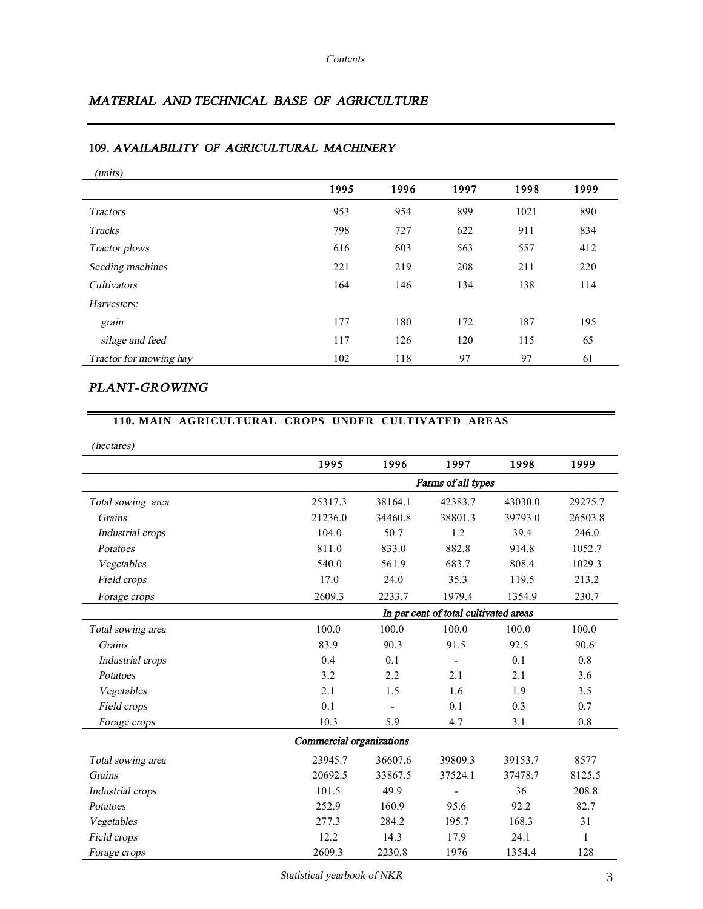Contents

## MATERIAL AND TECHNICAL BASE OF AGRICULTURE

### 109. *AVAILABILITY OF AGRICULTURAL MACHINERY*

*(units)*

| | 1995 | 1996 | 1997 | 1998 | 1999 |
|---|---|---|---|---|---|
| *Tractors* | 953 | 954 | 899 | 1021 | 890 |
| *Trucks* | 798 | 727 | 622 | 911 | 834 |
| *Tractor plows* | 616 | 603 | 563 | 557 | 412 |
| *Seeding machines* | 221 | 219 | 208 | 211 | 220 |
| *Cultivators* | 164 | 146 | 134 | 138 | 114 |
| *Harvesters:* | | | | | |
| *grain* | 177 | 180 | 172 | 187 | 195 |
| *silage and feed* | 117 | 126 | 120 | 115 | 65 |
| *Tractor for mowing hay* | 102 | 118 | 97 | 97 | 61 |

## PLANT-GROWING

### 110. MAIN AGRICULTURAL CROPS UNDER CULTIVATED AREAS

*(hectares)*

| | 1995 | 1996 | 1997 | 1998 | 1999 |
|---|---|---|---|---|---|
| | | | *Farms of all types* | | |
| *Total sowing area* | 25317.3 | 38164.1 | 42383.7 | 43030.0 | 29275.7 |
| *Grains* | 21236.0 | 34460.8 | 38801.3 | 39793.0 | 26503.8 |
| *Industrial crops* | 104.0 | 50.7 | 1.2 | 39.4 | 246.0 |
| *Potatoes* | 811.0 | 833.0 | 882.8 | 914.8 | 1052.7 |
| *Vegetables* | 540.0 | 561.9 | 683.7 | 808.4 | 1029.3 |
| *Field crops* | 17.0 | 24.0 | 35.3 | 119.5 | 213.2 |
| *Forage crops* | 2609.3 | 2233.7 | 1979.4 | 1354.9 | 230.7 |
| | | | *In per cent of total cultivated areas* | | |
| *Total sowing area* | 100.0 | 100.0 | 100.0 | 100.0 | 100.0 |
| *Grains* | 83.9 | 90.3 | 91.5 | 92.5 | 90.6 |
| *Industrial crops* | 0.4 | 0.1 | - | 0.1 | 0.8 |
| *Potatoes* | 3.2 | 2.2 | 2.1 | 2.1 | 3.6 |
| *Vegetables* | 2.1 | 1.5 | 1.6 | 1.9 | 3.5 |
| *Field crops* | 0.1 | - | 0.1 | 0.3 | 0.7 |
| *Forage crops* | 10.3 | 5.9 | 4.7 | 3.1 | 0.8 |
| | *Commercial organizations* | | | | |
| *Total sowing area* | 23945.7 | 36607.6 | 39809.3 | 39153.7 | 8577 |
| *Grains* | 20692.5 | 33867.5 | 37524.1 | 37478.7 | 8125.5 |
| *Industrial crops* | 101.5 | 49.9 | - | 36 | 208.8 |
| *Potatoes* | 252.9 | 160.9 | 95.6 | 92.2 | 82.7 |
| *Vegetables* | 277.3 | 284.2 | 195.7 | 168.3 | 31 |
| *Field crops* | 12.2 | 14.3 | 17.9 | 24.1 | 1 |
| *Forage crops* | 2609.3 | 2230.8 | 1976 | 1354.4 | 128 |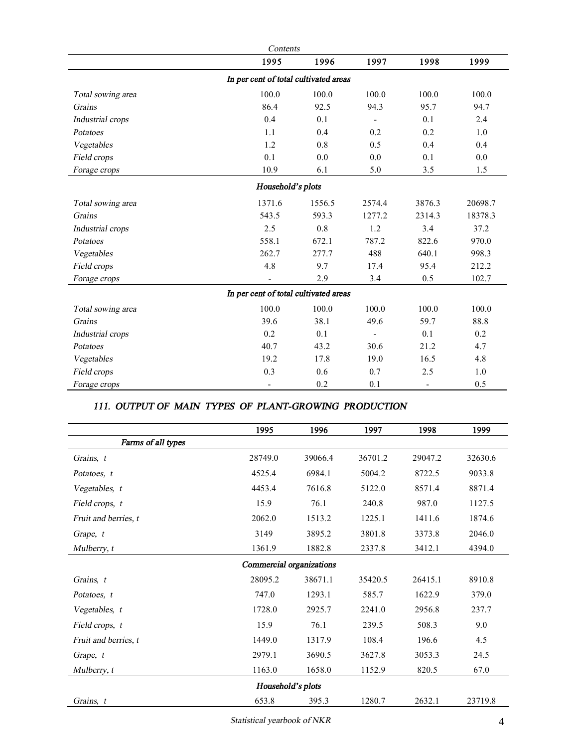| Contents | 1995 | 1996 | 1997 | 1998 | 1999 |
|---|---|---|---|---|---|
| *In per cent of total cultivated areas* | | | | | |
| *Total sowing area* | 100.0 | 100.0 | 100.0 | 100.0 | 100.0 |
| *Grains* | 86.4 | 92.5 | 94.3 | 95.7 | 94.7 |
| *Industrial crops* | 0.4 | 0.1 | - | 0.1 | 2.4 |
| *Potatoes* | 1.1 | 0.4 | 0.2 | 0.2 | 1.0 |
| *Vegetables* | 1.2 | 0.8 | 0.5 | 0.4 | 0.4 |
| *Field crops* | 0.1 | 0.0 | 0.0 | 0.1 | 0.0 |
| *Forage crops* | 10.9 | 6.1 | 5.0 | 3.5 | 1.5 |
| *Household's plots* | | | | | |
| *Total sowing area* | 1371.6 | 1556.5 | 2574.4 | 3876.3 | 20698.7 |
| *Grains* | 543.5 | 593.3 | 1277.2 | 2314.3 | 18378.3 |
| *Industrial crops* | 2.5 | 0.8 | 1.2 | 3.4 | 37.2 |
| *Potatoes* | 558.1 | 672.1 | 787.2 | 822.6 | 970.0 |
| *Vegetables* | 262.7 | 277.7 | 488 | 640.1 | 998.3 |
| *Field crops* | 4.8 | 9.7 | 17.4 | 95.4 | 212.2 |
| *Forage crops* | - | 2.9 | 3.4 | 0.5 | 102.7 |
| *In per cent of total cultivated areas* | | | | | |
| *Total sowing area* | 100.0 | 100.0 | 100.0 | 100.0 | 100.0 |
| *Grains* | 39.6 | 38.1 | 49.6 | 59.7 | 88.8 |
| *Industrial crops* | 0.2 | 0.1 | - | 0.1 | 0.2 |
| *Potatoes* | 40.7 | 43.2 | 30.6 | 21.2 | 4.7 |
| *Vegetables* | 19.2 | 17.8 | 19.0 | 16.5 | 4.8 |
| *Field crops* | 0.3 | 0.6 | 0.7 | 2.5 | 1.0 |
| *Forage crops* | - | 0.2 | 0.1 | - | 0.5 |

## *111. OUTPUT OF MAIN TYPES OF PLANT-GROWING PRODUCTION*

| | 1995 | 1996 | 1997 | 1998 | 1999 |
|---|---|---|---|---|---|
| *Farms of all types* | | | | | |
| *Grains, t* | 28749.0 | 39066.4 | 36701.2 | 29047.2 | 32630.6 |
| *Potatoes, t* | 4525.4 | 6984.1 | 5004.2 | 8722.5 | 9033.8 |
| *Vegetables, t* | 4453.4 | 7616.8 | 5122.0 | 8571.4 | 8871.4 |
| *Field crops, t* | 15.9 | 76.1 | 240.8 | 987.0 | 1127.5 |
| *Fruit and berries, t* | 2062.0 | 1513.2 | 1225.1 | 1411.6 | 1874.6 |
| *Grape, t* | 3149 | 3895.2 | 3801.8 | 3373.8 | 2046.0 |
| *Mulberry, t* | 1361.9 | 1882.8 | 2337.8 | 3412.1 | 4394.0 |
| *Commercial organizations* | | | | | |
| *Grains, t* | 28095.2 | 38671.1 | 35420.5 | 26415.1 | 8910.8 |
| *Potatoes, t* | 747.0 | 1293.1 | 585.7 | 1622.9 | 379.0 |
| *Vegetables, t* | 1728.0 | 2925.7 | 2241.0 | 2956.8 | 237.7 |
| *Field crops, t* | 15.9 | 76.1 | 239.5 | 508.3 | 9.0 |
| *Fruit and berries, t* | 1449.0 | 1317.9 | 108.4 | 196.6 | 4.5 |
| *Grape, t* | 2979.1 | 3690.5 | 3627.8 | 3053.3 | 24.5 |
| *Mulberry, t* | 1163.0 | 1658.0 | 1152.9 | 820.5 | 67.0 |
| *Household's plots* | | | | | |
| *Grains, t* | 653.8 | 395.3 | 1280.7 | 2632.1 | 23719.8 |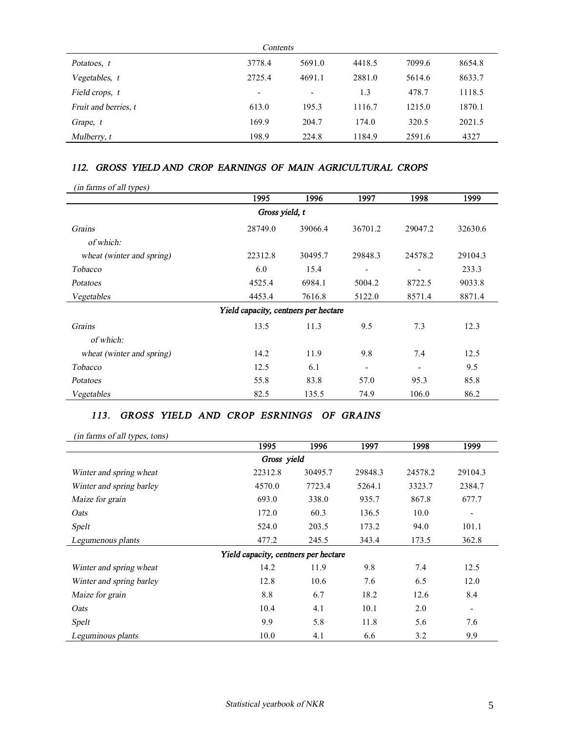| Contents | | | | | |
|---|---|---|---|---|---|
| *Potatoes, t* | 3778.4 | 5691.0 | 4418.5 | 7099.6 | 8654.8 |
| *Vegetables, t* | 2725.4 | 4691.1 | 2881.0 | 5614.6 | 8633.7 |
| *Field crops, t* | - | - | 1.3 | 478.7 | 1118.5 |
| *Fruit and berries, t* | 613.0 | 195.3 | 1116.7 | 1215.0 | 1870.1 |
| *Grape, t* | 169.9 | 204.7 | 174.0 | 320.5 | 2021.5 |
| *Mulberry, t* | 198.9 | 224.8 | 1184.9 | 2591.6 | 4327 |

### *112. GROSS YIELD AND CROP EARNINGS OF MAIN AGRICULTURAL CROPS*

*(in farms of all types)*

| | 1995 | 1996 | 1997 | 1998 | 1999 |
|---|---|---|---|---|---|
| | ***Gross yield, t*** | | | | |
| *Grains* | 28749.0 | 39066.4 | 36701.2 | 29047.2 | 32630.6 |
| *of which:* | | | | | |
| *wheat (winter and spring)* | 22312.8 | 30495.7 | 29848.3 | 24578.2 | 29104.3 |
| *Tobacco* | 6.0 | 15.4 | - | - | 233.3 |
| *Potatoes* | 4525.4 | 6984.1 | 5004.2 | 8722.5 | 9033.8 |
| *Vegetables* | 4453.4 | 7616.8 | 5122.0 | 8571.4 | 8871.4 |
| | ***Yield capacity, centners per hectare*** | | | | |
| *Grains* | 13.5 | 11.3 | 9.5 | 7.3 | 12.3 |
| *of which:* | | | | | |
| *wheat (winter and spring)* | 14.2 | 11.9 | 9.8 | 7.4 | 12.5 |
| *Tobacco* | 12.5 | 6.1 | - | - | 9.5 |
| *Potatoes* | 55.8 | 83.8 | 57.0 | 95.3 | 85.8 |
| *Vegetables* | 82.5 | 135.5 | 74.9 | 106.0 | 86.2 |

### *113. GROSS YIELD AND CROP ESRNINGS OF GRAINS*

*(in farms of all types, tons)*

| | 1995 | 1996 | 1997 | 1998 | 1999 |
|---|---|---|---|---|---|
| | ***Gross yield*** | | | | |
| *Winter and spring wheat* | 22312.8 | 30495.7 | 29848.3 | 24578.2 | 29104.3 |
| *Winter and spring barley* | 4570.0 | 7723.4 | 5264.1 | 3323.7 | 2384.7 |
| *Maize for grain* | 693.0 | 338.0 | 935.7 | 867.8 | 677.7 |
| *Oats* | 172.0 | 60.3 | 136.5 | 10.0 | - |
| *Spelt* | 524.0 | 203.5 | 173.2 | 94.0 | 101.1 |
| *Legumenous plants* | 477.2 | 245.5 | 343.4 | 173.5 | 362.8 |
| | ***Yield capacity, centners per hectare*** | | | | |
| *Winter and spring wheat* | 14.2 | 11.9 | 9.8 | 7.4 | 12.5 |
| *Winter and spring barley* | 12.8 | 10.6 | 7.6 | 6.5 | 12.0 |
| *Maize for grain* | 8.8 | 6.7 | 18.2 | 12.6 | 8.4 |
| *Oats* | 10.4 | 4.1 | 10.1 | 2.0 | - |
| *Spelt* | 9.9 | 5.8 | 11.8 | 5.6 | 7.6 |
| *Leguminous plants* | 10.0 | 4.1 | 6.6 | 3.2 | 9.9 |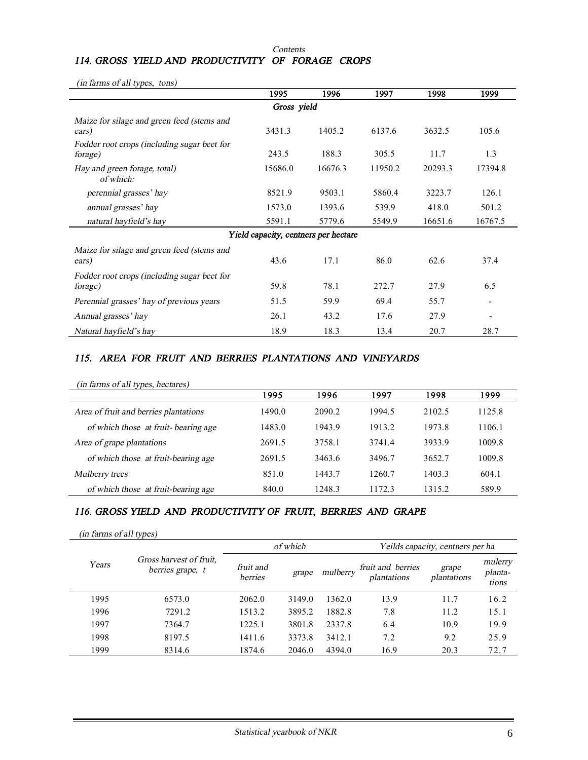Contents

## 114. GROSS YIELD AND PRODUCTIVITY OF FORAGE CROPS

*(in farms of all types, tons)*

| | 1995 | 1996 | 1997 | 1998 | 1999 |
|---|---|---|---|---|---|
| | *Gross yield* | | | | |
| *Maize for silage and green feed (stems and ears)* | 3431.3 | 1405.2 | 6137.6 | 3632.5 | 105.6 |
| *Fodder root crops (including sugar beet for forage)* | 243.5 | 188.3 | 305.5 | 11.7 | 1.3 |
| *Hay and green forage, total) of which:* | 15686.0 | 16676.3 | 11950.2 | 20293.3 | 17394.8 |
| *perennial grasses' hay* | 8521.9 | 9503.1 | 5860.4 | 3223.7 | 126.1 |
| *annual grasses' hay* | 1573.0 | 1393.6 | 539.9 | 418.0 | 501.2 |
| *natural hayfield's hay* | 5591.1 | 5779.6 | 5549.9 | 16651.6 | 16767.5 |
| | *Yield capacity, centners per hectare* | | | | |
| *Maize for silage and green feed (stems and ears)* | 43.6 | 17.1 | 86.0 | 62.6 | 37.4 |
| *Fodder root crops (including sugar beet for forage)* | 59.8 | 78.1 | 272.7 | 27.9 | 6.5 |
| *Perennial grasses' hay of previous years* | 51.5 | 59.9 | 69.4 | 55.7 | - |
| *Annual grasses' hay* | 26.1 | 43.2 | 17.6 | 27.9 | - |
| *Natural hayfield's hay* | 18.9 | 18.3 | 13.4 | 20.7 | 28.7 |

## 115. AREA FOR FRUIT AND BERRIES PLANTATIONS AND VINEYARDS

*(in farms of all types, hectares)*

| | 1995 | 1996 | 1997 | 1998 | 1999 |
|---|---|---|---|---|---|
| *Area of fruit and berries plantations* | 1490.0 | 2090.2 | 1994.5 | 2102.5 | 1125.8 |
| *of which those at fruit- bearing age* | 1483.0 | 1943.9 | 1913.2 | 1973.8 | 1106.1 |
| *Area of grape plantations* | 2691.5 | 3758.1 | 3741.4 | 3933.9 | 1009.8 |
| *of which those at fruit-bearing age* | 2691.5 | 3463.6 | 3496.7 | 3652.7 | 1009.8 |
| *Mulberry trees* | 851.0 | 1443.7 | 1260.7 | 1403.3 | 604.1 |
| *of which those at fruit-bearing age* | 840.0 | 1248.3 | 1172.3 | 1315.2 | 589.9 |

## 116. GROSS YIELD AND PRODUCTIVITY OF FRUIT, BERRIES AND GRAPE

*(in farms of all types)*

| Years | Gross harvest of fruit, berries grape, t | *of which* | | | *Yeilds capacity, centners per ha* | | |
|---|---|---|---|---|---|---|---|
| | | *fruit and berries* | *grape* | *mulberry* | *fruit and berries plantations* | *grape plantations* | *mulerry planta-tions* |
| 1995 | 6573.0 | 2062.0 | 3149.0 | 1362.0 | 13.9 | 11.7 | 16.2 |
| 1996 | 7291.2 | 1513.2 | 3895.2 | 1882.8 | 7.8 | 11.2 | 15.1 |
| 1997 | 7364.7 | 1225.1 | 3801.8 | 2337.8 | 6.4 | 10.9 | 19.9 |
| 1998 | 8197.5 | 1411.6 | 3373.8 | 3412.1 | 7.2 | 9.2 | 25.9 |
| 1999 | 8314.6 | 1874.6 | 2046.0 | 4394.0 | 16.9 | 20.3 | 72.7 |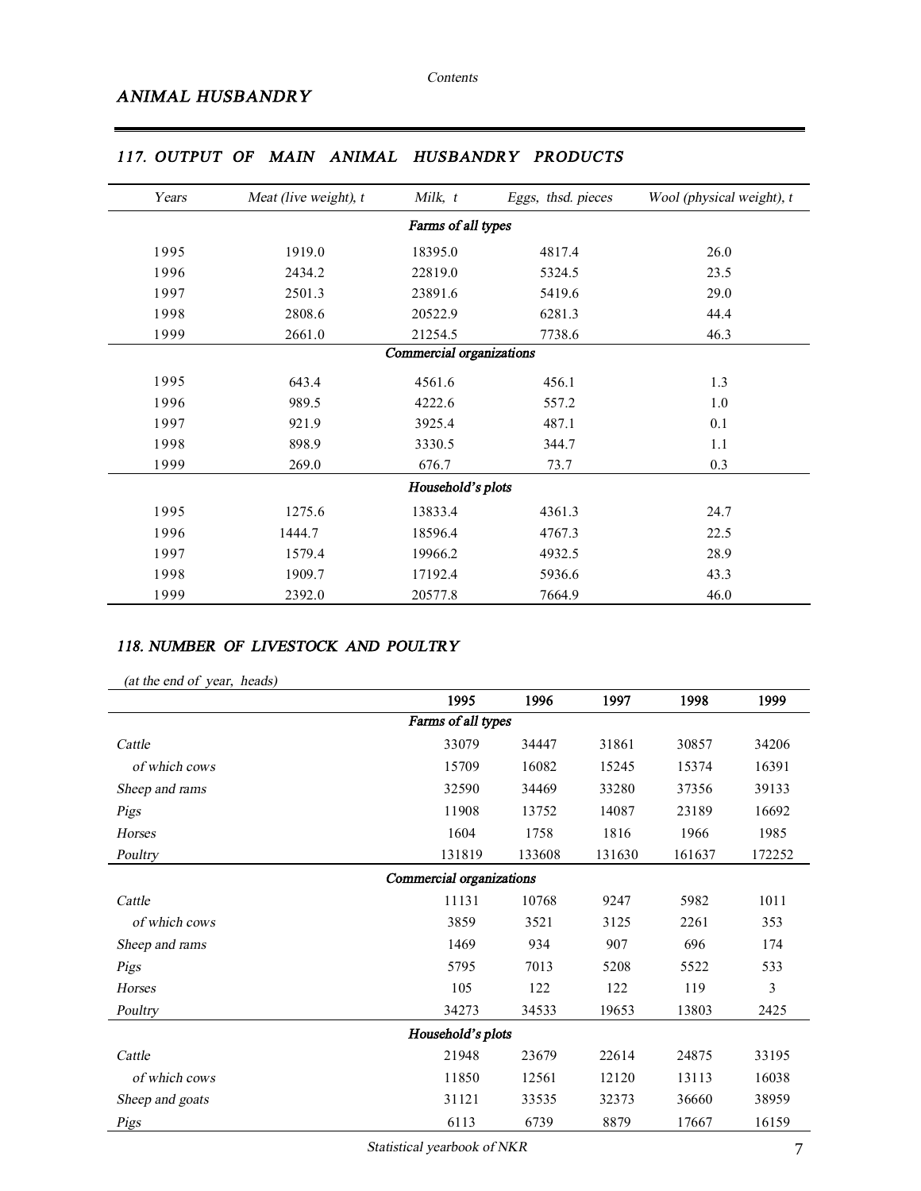## *ANIMAL HUSBANDRY*

### *117. OUTPUT OF MAIN ANIMAL HUSBANDRY PRODUCTS*

| *Years* | *Meat (live weight), t* | *Milk, t* | *Eggs, thsd. pieces* | *Wool (physical weight), t* |
|---|---|---|---|---|
| | | *Farms of all types* | | |
| 1995 | 1919.0 | 18395.0 | 4817.4 | 26.0 |
| 1996 | 2434.2 | 22819.0 | 5324.5 | 23.5 |
| 1997 | 2501.3 | 23891.6 | 5419.6 | 29.0 |
| 1998 | 2808.6 | 20522.9 | 6281.3 | 44.4 |
| 1999 | 2661.0 | 21254.5 | 7738.6 | 46.3 |
| | | *Commercial organizations* | | |
| 1995 | 643.4 | 4561.6 | 456.1 | 1.3 |
| 1996 | 989.5 | 4222.6 | 557.2 | 1.0 |
| 1997 | 921.9 | 3925.4 | 487.1 | 0.1 |
| 1998 | 898.9 | 3330.5 | 344.7 | 1.1 |
| 1999 | 269.0 | 676.7 | 73.7 | 0.3 |
| | | *Household's plots* | | |
| 1995 | 1275.6 | 13833.4 | 4361.3 | 24.7 |
| 1996 | 1444.7 | 18596.4 | 4767.3 | 22.5 |
| 1997 | 1579.4 | 19966.2 | 4932.5 | 28.9 |
| 1998 | 1909.7 | 17192.4 | 5936.6 | 43.3 |
| 1999 | 2392.0 | 20577.8 | 7664.9 | 46.0 |

### *118. NUMBER OF LIVESTOCK AND POULTRY*

*(at the end of year, heads)*

| | 1995 | 1996 | 1997 | 1998 | 1999 |
|---|---|---|---|---|---|
| | | *Farms of all types* | | | |
| *Cattle* | 33079 | 34447 | 31861 | 30857 | 34206 |
| *of which cows* | 15709 | 16082 | 15245 | 15374 | 16391 |
| *Sheep and rams* | 32590 | 34469 | 33280 | 37356 | 39133 |
| *Pigs* | 11908 | 13752 | 14087 | 23189 | 16692 |
| *Horses* | 1604 | 1758 | 1816 | 1966 | 1985 |
| *Poultry* | 131819 | 133608 | 131630 | 161637 | 172252 |
| | | *Commercial organizations* | | | |
| *Cattle* | 11131 | 10768 | 9247 | 5982 | 1011 |
| *of which cows* | 3859 | 3521 | 3125 | 2261 | 353 |
| *Sheep and rams* | 1469 | 934 | 907 | 696 | 174 |
| *Pigs* | 5795 | 7013 | 5208 | 5522 | 533 |
| *Horses* | 105 | 122 | 122 | 119 | 3 |
| *Poultry* | 34273 | 34533 | 19653 | 13803 | 2425 |
| | | *Household's plots* | | | |
| *Cattle* | 21948 | 23679 | 22614 | 24875 | 33195 |
| *of which cows* | 11850 | 12561 | 12120 | 13113 | 16038 |
| *Sheep and goats* | 31121 | 33535 | 32373 | 36660 | 38959 |
| *Pigs* | 6113 | 6739 | 8879 | 17667 | 16159 |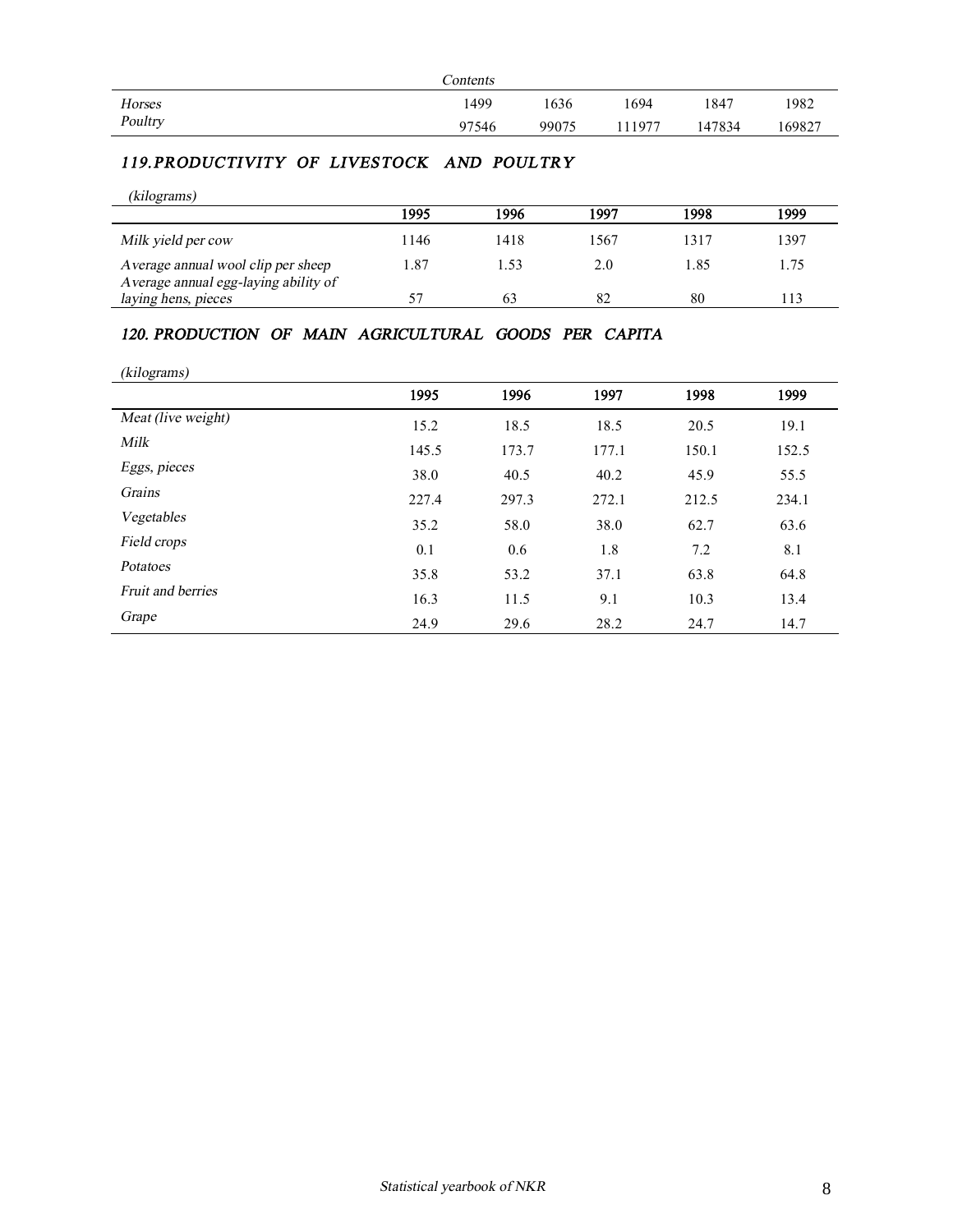| Contents | | | | | |
|---|---|---|---|---|---|
| *Horses* | 1499 | 1636 | 1694 | 1847 | 1982 |
| *Poultry* | 97546 | 99075 | 111977 | 147834 | 169827 |

### *119. PRODUCTIVITY OF LIVESTOCK AND POULTRY*

*(kilograms)*

| | 1995 | 1996 | 1997 | 1998 | 1999 |
|---|---|---|---|---|---|
| *Milk yield per cow* | 1146 | 1418 | 1567 | 1317 | 1397 |
| *Average annual wool clip per sheep* | 1.87 | 1.53 | 2.0 | 1.85 | 1.75 |
| *Average annual egg-laying ability of laying hens, pieces* | 57 | 63 | 82 | 80 | 113 |

### *120. PRODUCTION OF MAIN AGRICULTURAL GOODS PER CAPITA*

*(kilograms)*

| | 1995 | 1996 | 1997 | 1998 | 1999 |
|---|---|---|---|---|---|
| *Meat (live weight)* | 15.2 | 18.5 | 18.5 | 20.5 | 19.1 |
| *Milk* | 145.5 | 173.7 | 177.1 | 150.1 | 152.5 |
| *Eggs, pieces* | 38.0 | 40.5 | 40.2 | 45.9 | 55.5 |
| *Grains* | 227.4 | 297.3 | 272.1 | 212.5 | 234.1 |
| *Vegetables* | 35.2 | 58.0 | 38.0 | 62.7 | 63.6 |
| *Field crops* | 0.1 | 0.6 | 1.8 | 7.2 | 8.1 |
| *Potatoes* | 35.8 | 53.2 | 37.1 | 63.8 | 64.8 |
| *Fruit and berries* | 16.3 | 11.5 | 9.1 | 10.3 | 13.4 |
| *Grape* | 24.9 | 29.6 | 28.2 | 24.7 | 14.7 |